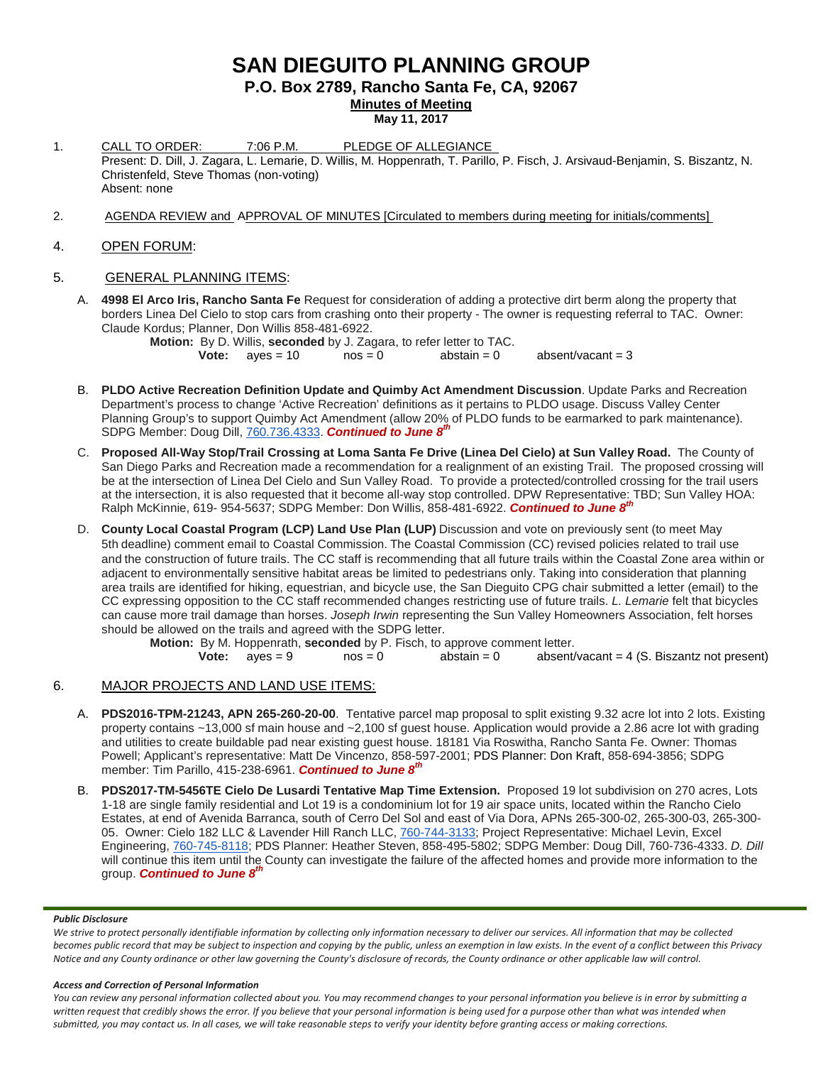# SAN DIEGUITO PLANNING GROUP

## P.O. Box 2789, Rancho Santa Fe, CA, 92067

**Minutes of Meeting**

**May 11, 2017**

1. CALL TO ORDER: 7:06 P.M. PLEDGE OF ALLEGIANCE
   Present: D. Dill, J. Zagara, L. Lemarie, D. Willis, M. Hoppenrath, T. Parillo, P. Fisch, J. Arsivaud-Benjamin, S. Biszantz, N. Christenfeld, Steve Thomas (non-voting)
   Absent: none

2. AGENDA REVIEW and APPROVAL OF MINUTES [Circulated to members during meeting for initials/comments]

4. OPEN FORUM:

5. GENERAL PLANNING ITEMS:

   A. **4998 El Arco Iris, Rancho Santa Fe** Request for consideration of adding a protective dirt berm along the property that borders Linea Del Cielo to stop cars from crashing onto their property - The owner is requesting referral to TAC. Owner: Claude Kordus; Planner, Don Willis 858-481-6922.

      **Motion:** By D. Willis, **seconded** by J. Zagara, to refer letter to TAC.
      **Vote:** ayes = 10 nos = 0 abstain = 0 absent/vacant = 3

   B. **PLDO Active Recreation Definition Update and Quimby Act Amendment Discussion**. Update Parks and Recreation Department's process to change 'Active Recreation' definitions as it pertains to PLDO usage. Discuss Valley Center Planning Group's to support Quimby Act Amendment (allow 20% of PLDO funds to be earmarked to park maintenance). SDPG Member: Doug Dill, 760.736.4333. ***Continued to June 8th***

   C. **Proposed All-Way Stop/Trail Crossing at Loma Santa Fe Drive (Linea Del Cielo) at Sun Valley Road.** The County of San Diego Parks and Recreation made a recommendation for a realignment of an existing Trail. The proposed crossing will be at the intersection of Linea Del Cielo and Sun Valley Road. To provide a protected/controlled crossing for the trail users at the intersection, it is also requested that it become all-way stop controlled. DPW Representative: TBD; Sun Valley HOA: Ralph McKinnie, 619- 954-5637; SDPG Member: Don Willis, 858-481-6922. ***Continued to June 8th***

   D. **County Local Coastal Program (LCP) Land Use Plan (LUP)** Discussion and vote on previously sent (to meet May 5th deadline) comment email to Coastal Commission. The Coastal Commission (CC) revised policies related to trail use and the construction of future trails. The CC staff is recommending that all future trails within the Coastal Zone area within or adjacent to environmentally sensitive habitat areas be limited to pedestrians only. Taking into consideration that planning area trails are identified for hiking, equestrian, and bicycle use, the San Dieguito CPG chair submitted a letter (email) to the CC expressing opposition to the CC staff recommended changes restricting use of future trails. *L. Lemarie* felt that bicycles can cause more trail damage than horses. *Joseph Irwin* representing the Sun Valley Homeowners Association, felt horses should be allowed on the trails and agreed with the SDPG letter.

      **Motion:** By M. Hoppenrath, **seconded** by P. Fisch, to approve comment letter.
      **Vote:** ayes = 9 nos = 0 abstain = 0 absent/vacant = 4 (S. Biszantz not present)

6. MAJOR PROJECTS AND LAND USE ITEMS:

   A. **PDS2016-TPM-21243, APN 265-260-20-00**. Tentative parcel map proposal to split existing 9.32 acre lot into 2 lots. Existing property contains ~13,000 sf main house and ~2,100 sf guest house. Application would provide a 2.86 acre lot with grading and utilities to create buildable pad near existing guest house. 18181 Via Roswitha, Rancho Santa Fe. Owner: Thomas Powell; Applicant's representative: Matt De Vincenzo, 858-597-2001; PDS Planner: Don Kraft, 858-694-3856; SDPG member: Tim Parillo, 415-238-6961. ***Continued to June 8th***

   B. **PDS2017-TM-5456TE Cielo De Lusardi Tentative Map Time Extension.** Proposed 19 lot subdivision on 270 acres, Lots 1-18 are single family residential and Lot 19 is a condominium lot for 19 air space units, located within the Rancho Cielo Estates, at end of Avenida Barranca, south of Cerro Del Sol and east of Via Dora, APNs 265-300-02, 265-300-03, 265-300-05. Owner: Cielo 182 LLC & Lavender Hill Ranch LLC, 760-744-3133; Project Representative: Michael Levin, Excel Engineering, 760-745-8118; PDS Planner: Heather Steven, 858-495-5802; SDPG Member: Doug Dill, 760-736-4333. *D. Dill* will continue this item until the County can investigate the failure of the affected homes and provide more information to the group. ***Continued to June 8th***

***Public Disclosure***

*We strive to protect personally identifiable information by collecting only information necessary to deliver our services. All information that may be collected becomes public record that may be subject to inspection and copying by the public, unless an exemption in law exists. In the event of a conflict between this Privacy Notice and any County ordinance or other law governing the County's disclosure of records, the County ordinance or other applicable law will control.*

***Access and Correction of Personal Information***

*You can review any personal information collected about you. You may recommend changes to your personal information you believe is in error by submitting a written request that credibly shows the error. If you believe that your personal information is being used for a purpose other than what was intended when submitted, you may contact us. In all cases, we will take reasonable steps to verify your identity before granting access or making corrections.*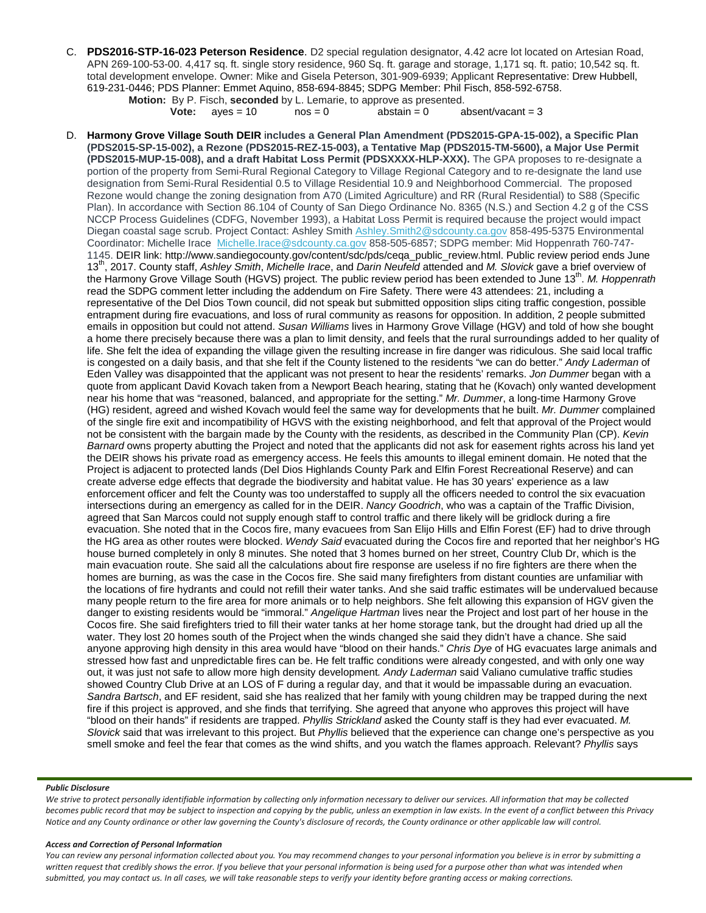C. **PDS2016-STP-16-023 Peterson Residence**. D2 special regulation designator, 4.42 acre lot located on Artesian Road, APN 269-100-53-00. 4,417 sq. ft. single story residence, 960 Sq. ft. garage and storage, 1,171 sq. ft. patio; 10,542 sq. ft. total development envelope. Owner: Mike and Gisela Peterson, 301-909-6939; Applicant Representative: Drew Hubbell, 619-231-0446; PDS Planner: Emmet Aquino, 858-694-8845; SDPG Member: Phil Fisch, 858-592-6758.

   **Motion:** By P. Fisch, **seconded** by L. Lemarie, to approve as presented.

   **Vote:** ayes = 10 nos = 0 abstain = 0 absent/vacant = 3

D. **Harmony Grove Village South DEIR includes a General Plan Amendment (PDS2015-GPA-15-002), a Specific Plan (PDS2015-SP-15-002), a Rezone (PDS2015-REZ-15-003), a Tentative Map (PDS2015-TM-5600), a Major Use Permit (PDS2015-MUP-15-008), and a draft Habitat Loss Permit (PDSXXXX-HLP-XXX).** The GPA proposes to re-designate a portion of the property from Semi-Rural Regional Category to Village Regional Category and to re-designate the land use designation from Semi-Rural Residential 0.5 to Village Residential 10.9 and Neighborhood Commercial. The proposed Rezone would change the zoning designation from A70 (Limited Agriculture) and RR (Rural Residential) to S88 (Specific Plan). In accordance with Section 86.104 of County of San Diego Ordinance No. 8365 (N.S.) and Section 4.2 g of the CSS NCCP Process Guidelines (CDFG, November 1993), a Habitat Loss Permit is required because the project would impact Diegan coastal sage scrub. Project Contact: Ashley Smith Ashley.Smith2@sdcounty.ca.gov 858-495-5375 Environmental Coordinator: Michelle Irace Michelle.Irace@sdcounty.ca.gov 858-505-6857; SDPG member: Mid Hoppenrath 760-747-1145. DEIR link: http://www.sandiegocounty.gov/content/sdc/pds/ceqa_public_review.html. Public review period ends June 13th, 2017. County staff, *Ashley Smith*, *Michelle Irace*, and *Darin Neufeld* attended and *M. Slovick* gave a brief overview of the Harmony Grove Village South (HGVS) project. The public review period has been extended to June 13th. *M. Hoppenrath* read the SDPG comment letter including the addendum on Fire Safety. There were 43 attendees: 21, including a representative of the Del Dios Town council, did not speak but submitted opposition slips citing traffic congestion, possible entrapment during fire evacuations, and loss of rural community as reasons for opposition. In addition, 2 people submitted emails in opposition but could not attend. *Susan Williams* lives in Harmony Grove Village (HGV) and told of how she bought a home there precisely because there was a plan to limit density, and feels that the rural surroundings added to her quality of life. She felt the idea of expanding the village given the resulting increase in fire danger was ridiculous. She said local traffic is congested on a daily basis, and that she felt if the County listened to the residents "we can do better." *Andy Laderman* of Eden Valley was disappointed that the applicant was not present to hear the residents' remarks. *Jon Dummer* began with a quote from applicant David Kovach taken from a Newport Beach hearing, stating that he (Kovach) only wanted development near his home that was "reasoned, balanced, and appropriate for the setting." *Mr. Dummer*, a long-time Harmony Grove (HG) resident, agreed and wished Kovach would feel the same way for developments that he built. *Mr. Dummer* complained of the single fire exit and incompatibility of HGVS with the existing neighborhood, and felt that approval of the Project would not be consistent with the bargain made by the County with the residents, as described in the Community Plan (CP). *Kevin Barnard* owns property abutting the Project and noted that the applicants did not ask for easement rights across his land yet the DEIR shows his private road as emergency access. He feels this amounts to illegal eminent domain. He noted that the Project is adjacent to protected lands (Del Dios Highlands County Park and Elfin Forest Recreational Reserve) and can create adverse edge effects that degrade the biodiversity and habitat value. He has 30 years' experience as a law enforcement officer and felt the County was too understaffed to supply all the officers needed to control the six evacuation intersections during an emergency as called for in the DEIR. *Nancy Goodrich*, who was a captain of the Traffic Division, agreed that San Marcos could not supply enough staff to control traffic and there likely will be gridlock during a fire evacuation. She noted that in the Cocos fire, many evacuees from San Elijo Hills and Elfin Forest (EF) had to drive through the HG area as other routes were blocked. *Wendy Said* evacuated during the Cocos fire and reported that her neighbor's HG house burned completely in only 8 minutes. She noted that 3 homes burned on her street, Country Club Dr, which is the main evacuation route. She said all the calculations about fire response are useless if no fire fighters are there when the homes are burning, as was the case in the Cocos fire. She said many firefighters from distant counties are unfamiliar with the locations of fire hydrants and could not refill their water tanks. And she said traffic estimates will be undervalued because many people return to the fire area for more animals or to help neighbors. She felt allowing this expansion of HGV given the danger to existing residents would be "immoral." *Angelique Hartman* lives near the Project and lost part of her house in the Cocos fire. She said firefighters tried to fill their water tanks at her home storage tank, but the drought had dried up all the water. They lost 20 homes south of the Project when the winds changed she said they didn't have a chance. She said anyone approving high density in this area would have "blood on their hands." *Chris Dye* of HG evacuates large animals and stressed how fast and unpredictable fires can be. He felt traffic conditions were already congested, and with only one way out, it was just not safe to allow more high density development*.* *Andy Laderman* said Valiano cumulative traffic studies showed Country Club Drive at an LOS of F during a regular day, and that it would be impassable during an evacuation. *Sandra Bartsch*, and EF resident, said she has realized that her family with young children may be trapped during the next fire if this project is approved, and she finds that terrifying. She agreed that anyone who approves this project will have "blood on their hands" if residents are trapped. *Phyllis Strickland* asked the County staff is they had ever evacuated. *M. Slovick* said that was irrelevant to this project. But *Phyllis* believed that the experience can change one's perspective as you smell smoke and feel the fear that comes as the wind shifts, and you watch the flames approach. Relevant? *Phyllis* says

***Public Disclosure***

*We strive to protect personally identifiable information by collecting only information necessary to deliver our services. All information that may be collected becomes public record that may be subject to inspection and copying by the public, unless an exemption in law exists. In the event of a conflict between this Privacy Notice and any County ordinance or other law governing the County's disclosure of records, the County ordinance or other applicable law will control.*

***Access and Correction of Personal Information***

*You can review any personal information collected about you. You may recommend changes to your personal information you believe is in error by submitting a written request that credibly shows the error. If you believe that your personal information is being used for a purpose other than what was intended when submitted, you may contact us. In all cases, we will take reasonable steps to verify your identity before granting access or making corrections.*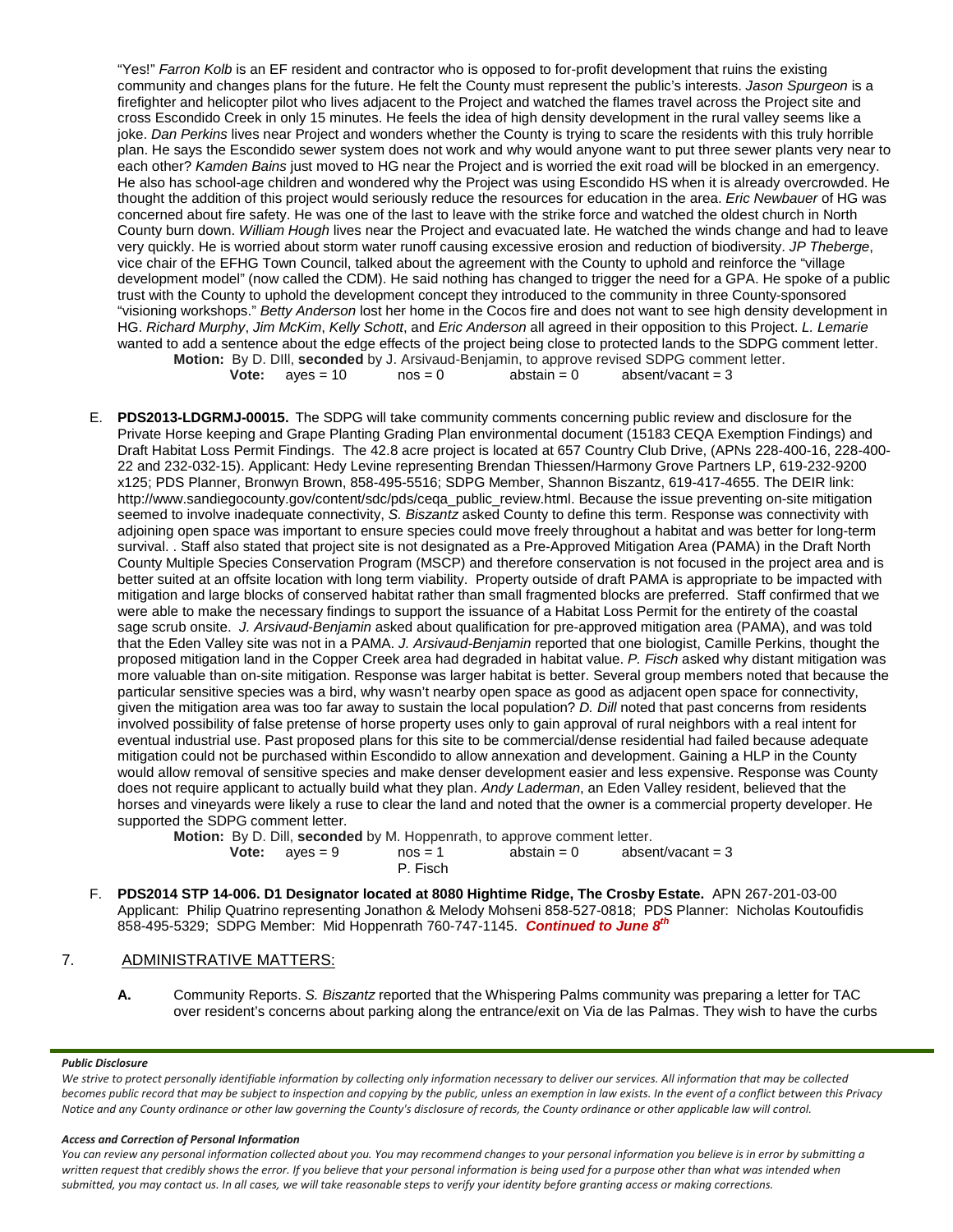"Yes!" *Farron Kolb* is an EF resident and contractor who is opposed to for-profit development that ruins the existing community and changes plans for the future. He felt the County must represent the public's interests. *Jason Spurgeon* is a firefighter and helicopter pilot who lives adjacent to the Project and watched the flames travel across the Project site and cross Escondido Creek in only 15 minutes. He feels the idea of high density development in the rural valley seems like a joke. *Dan Perkins* lives near Project and wonders whether the County is trying to scare the residents with this truly horrible plan. He says the Escondido sewer system does not work and why would anyone want to put three sewer plants very near to each other? *Kamden Bains* just moved to HG near the Project and is worried the exit road will be blocked in an emergency. He also has school-age children and wondered why the Project was using Escondido HS when it is already overcrowded. He thought the addition of this project would seriously reduce the resources for education in the area. *Eric Newbauer* of HG was concerned about fire safety. He was one of the last to leave with the strike force and watched the oldest church in North County burn down. *William Hough* lives near the Project and evacuated late. He watched the winds change and had to leave very quickly. He is worried about storm water runoff causing excessive erosion and reduction of biodiversity. *JP Theberge*, vice chair of the EFHG Town Council, talked about the agreement with the County to uphold and reinforce the "village development model" (now called the CDM). He said nothing has changed to trigger the need for a GPA. He spoke of a public trust with the County to uphold the development concept they introduced to the community in three County-sponsored "visioning workshops." *Betty Anderson* lost her home in the Cocos fire and does not want to see high density development in HG. *Richard Murphy*, *Jim McKim*, *Kelly Schott*, and *Eric Anderson* all agreed in their opposition to this Project. *L. Lemarie* wanted to add a sentence about the edge effects of the project being close to protected lands to the SDPG comment letter.

**Motion:** By D. DIll, **seconded** by J. Arsivaud-Benjamin, to approve revised SDPG comment letter.

**Vote:** ayes = 10 nos = 0 abstain = 0 absent/vacant = 3

E. **PDS2013-LDGRMJ-00015.** The SDPG will take community comments concerning public review and disclosure for the Private Horse keeping and Grape Planting Grading Plan environmental document (15183 CEQA Exemption Findings) and Draft Habitat Loss Permit Findings. The 42.8 acre project is located at 657 Country Club Drive, (APNs 228-400-16, 228-400-22 and 232-032-15). Applicant: Hedy Levine representing Brendan Thiessen/Harmony Grove Partners LP, 619-232-9200 x125; PDS Planner, Bronwyn Brown, 858-495-5516; SDPG Member, Shannon Biszantz, 619-417-4655. The DEIR link: http://www.sandiegocounty.gov/content/sdc/pds/ceqa_public_review.html. Because the issue preventing on-site mitigation seemed to involve inadequate connectivity, *S. Biszantz* asked County to define this term. Response was connectivity with adjoining open space was important to ensure species could move freely throughout a habitat and was better for long-term survival. . Staff also stated that project site is not designated as a Pre-Approved Mitigation Area (PAMA) in the Draft North County Multiple Species Conservation Program (MSCP) and therefore conservation is not focused in the project area and is better suited at an offsite location with long term viability. Property outside of draft PAMA is appropriate to be impacted with mitigation and large blocks of conserved habitat rather than small fragmented blocks are preferred. Staff confirmed that we were able to make the necessary findings to support the issuance of a Habitat Loss Permit for the entirety of the coastal sage scrub onsite. *J. Arsivaud-Benjamin* asked about qualification for pre-approved mitigation area (PAMA), and was told that the Eden Valley site was not in a PAMA. *J. Arsivaud-Benjamin* reported that one biologist, Camille Perkins, thought the proposed mitigation land in the Copper Creek area had degraded in habitat value. *P. Fisch* asked why distant mitigation was more valuable than on-site mitigation. Response was larger habitat is better. Several group members noted that because the particular sensitive species was a bird, why wasn't nearby open space as good as adjacent open space for connectivity, given the mitigation area was too far away to sustain the local population? *D. Dill* noted that past concerns from residents involved possibility of false pretense of horse property uses only to gain approval of rural neighbors with a real intent for eventual industrial use. Past proposed plans for this site to be commercial/dense residential had failed because adequate mitigation could not be purchased within Escondido to allow annexation and development. Gaining a HLP in the County would allow removal of sensitive species and make denser development easier and less expensive. Response was County does not require applicant to actually build what they plan. *Andy Laderman*, an Eden Valley resident, believed that the horses and vineyards were likely a ruse to clear the land and noted that the owner is a commercial property developer. He supported the SDPG comment letter.

**Motion:** By D. Dill, **seconded** by M. Hoppenrath, to approve comment letter.

**Vote:** ayes = 9 nos = 1 abstain = 0 absent/vacant = 3
P. Fisch

F. **PDS2014 STP 14-006. D1 Designator located at 8080 Hightime Ridge, The Crosby Estate.** APN 267-201-03-00 Applicant: Philip Quatrino representing Jonathon & Melody Mohseni 858-527-0818; PDS Planner: Nicholas Koutoufidis 858-495-5329; SDPG Member: Mid Hoppenrath 760-747-1145. ***Continued to June 8th***

7. ADMINISTRATIVE MATTERS:

**A.** Community Reports. *S. Biszantz* reported that the Whispering Palms community was preparing a letter for TAC over resident's concerns about parking along the entrance/exit on Via de las Palmas. They wish to have the curbs

***Public Disclosure***

*We strive to protect personally identifiable information by collecting only information necessary to deliver our services. All information that may be collected becomes public record that may be subject to inspection and copying by the public, unless an exemption in law exists. In the event of a conflict between this Privacy Notice and any County ordinance or other law governing the County's disclosure of records, the County ordinance or other applicable law will control.*

***Access and Correction of Personal Information***

*You can review any personal information collected about you. You may recommend changes to your personal information you believe is in error by submitting a written request that credibly shows the error. If you believe that your personal information is being used for a purpose other than what was intended when submitted, you may contact us. In all cases, we will take reasonable steps to verify your identity before granting access or making corrections.*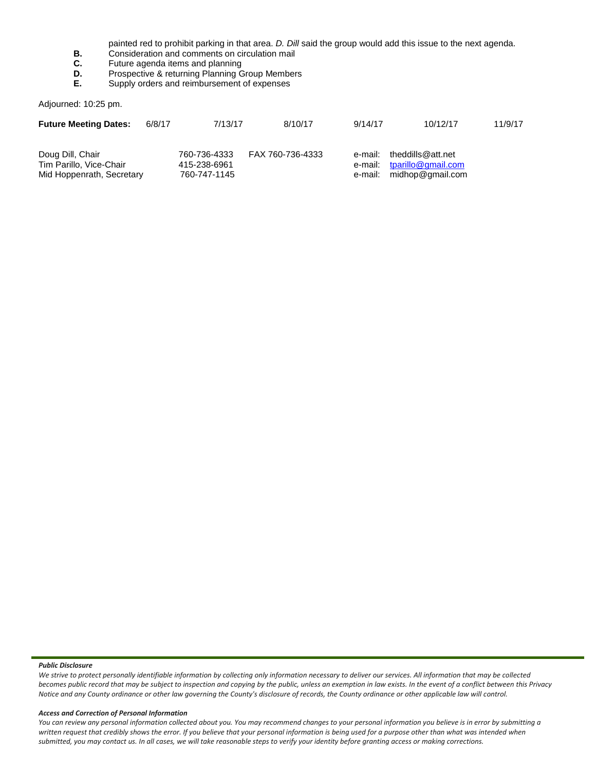painted red to prohibit parking in that area. *D. Dill* said the group would add this issue to the next agenda.

- **B.** Consideration and comments on circulation mail
- **C.** Future agenda items and planning
- **D.** Prospective & returning Planning Group Members
- **E.** Supply orders and reimbursement of expenses

Adjourned: 10:25 pm.

**Future Meeting Dates:** 6/8/17 7/13/17 8/10/17 9/14/17 10/12/17 11/9/17

| | | | |
|---|---|---|---|
| Doug Dill, Chair | 760-736-4333 | FAX 760-736-4333 | e-mail: theddills@att.net |
| Tim Parillo, Vice-Chair | 415-238-6961 | | e-mail: tparillo@gmail.com |
| Mid Hoppenrath, Secretary | 760-747-1145 | | e-mail: midhop@gmail.com |

***Public Disclosure***

*We strive to protect personally identifiable information by collecting only information necessary to deliver our services. All information that may be collected becomes public record that may be subject to inspection and copying by the public, unless an exemption in law exists. In the event of a conflict between this Privacy Notice and any County ordinance or other law governing the County's disclosure of records, the County ordinance or other applicable law will control.*

***Access and Correction of Personal Information***

*You can review any personal information collected about you. You may recommend changes to your personal information you believe is in error by submitting a written request that credibly shows the error. If you believe that your personal information is being used for a purpose other than what was intended when submitted, you may contact us. In all cases, we will take reasonable steps to verify your identity before granting access or making corrections.*